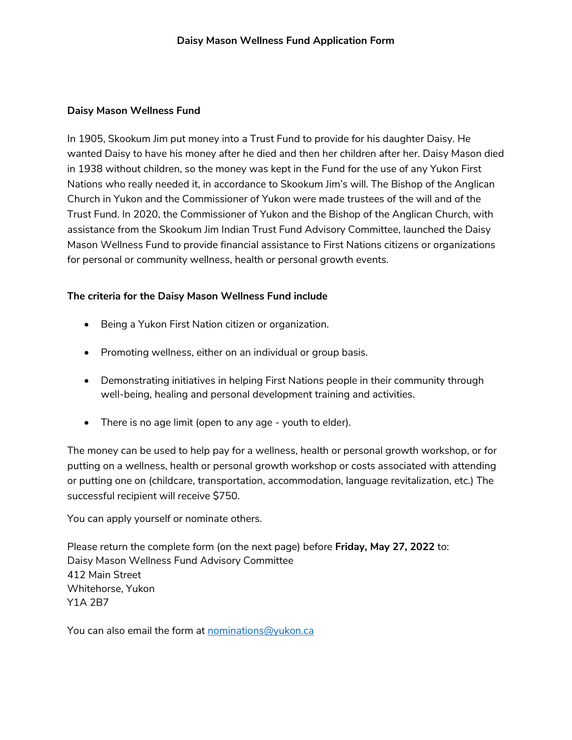# Daisy Mason Wellness Fund Application Form

## Daisy Mason Wellness Fund

In 1905, Skookum Jim put money into a Trust Fund to provide for his daughter Daisy. He wanted Daisy to have his money after he died and then her children after her. Daisy Mason died in 1938 without children, so the money was kept in the Fund for the use of any Yukon First Nations who really needed it, in accordance to Skookum Jim's will. The Bishop of the Anglican Church in Yukon and the Commissioner of Yukon were made trustees of the will and of the Trust Fund. In 2020, the Commissioner of Yukon and the Bishop of the Anglican Church, with assistance from the Skookum Jim Indian Trust Fund Advisory Committee, launched the Daisy Mason Wellness Fund to provide financial assistance to First Nations citizens or organizations for personal or community wellness, health or personal growth events.

## The criteria for the Daisy Mason Wellness Fund include

- Being a Yukon First Nation citizen or organization.
- Promoting wellness, either on an individual or group basis.
- Demonstrating initiatives in helping First Nations people in their community through well-being, healing and personal development training and activities.
- There is no age limit (open to any age - youth to elder).

The money can be used to help pay for a wellness, health or personal growth workshop, or for putting on a wellness, health or personal growth workshop or costs associated with attending or putting one on (childcare, transportation, accommodation, language revitalization, etc.) The successful recipient will receive $750.

You can apply yourself or nominate others.

Please return the complete form (on the next page) before **Friday, May 27, 2022** to:
Daisy Mason Wellness Fund Advisory Committee
412 Main Street
Whitehorse, Yukon
Y1A 2B7

You can also email the form at nominations@yukon.ca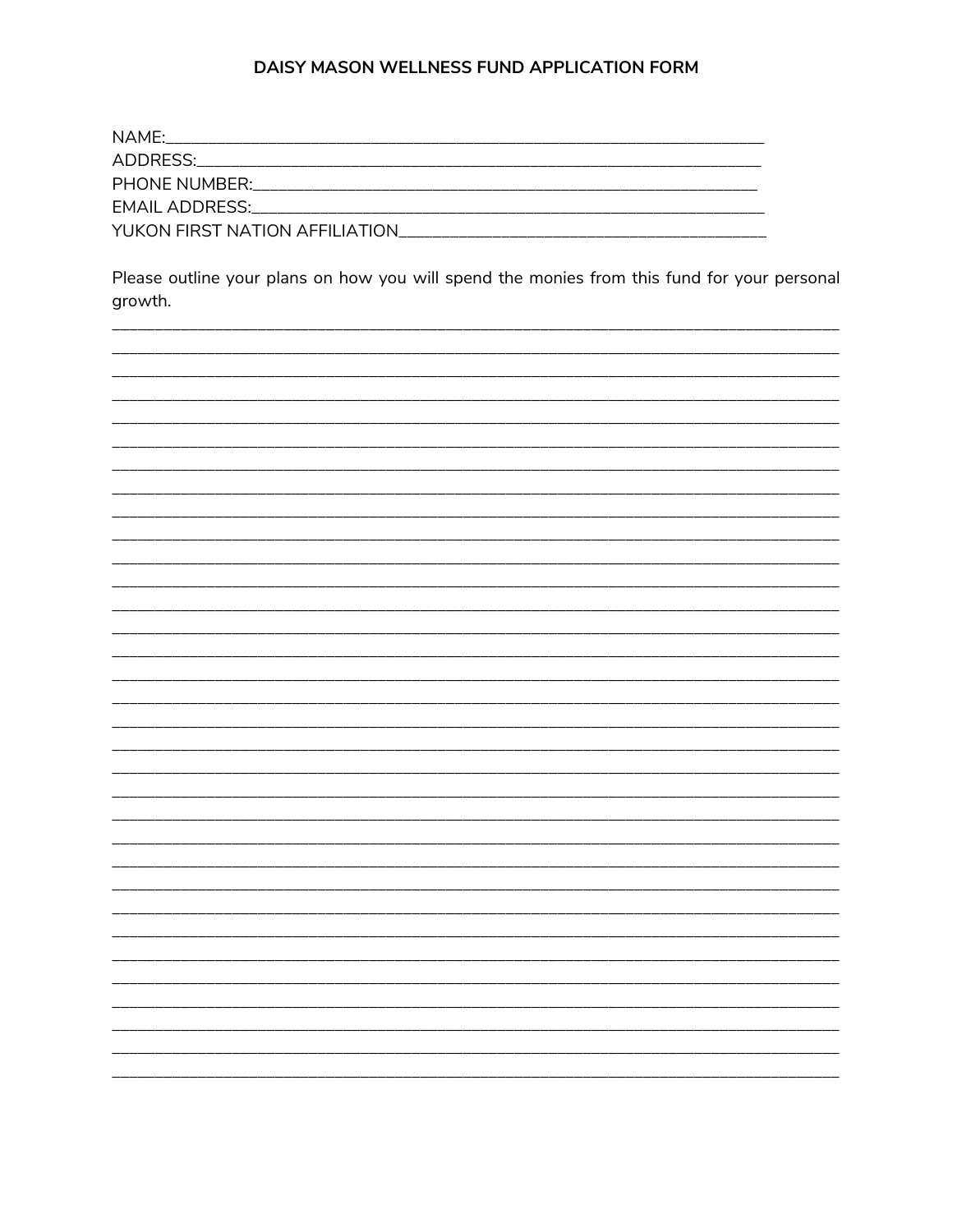# DAISY MASON WELLNESS FUND APPLICATION FORM

NAME:\_\_\_\_\_\_\_\_\_\_\_\_\_\_\_\_\_\_\_\_\_\_\_\_\_\_\_\_\_\_\_\_\_\_\_\_\_\_\_\_\_\_\_\_\_\_\_\_\_\_\_\_\_\_\_\_\_\_\_\_\_\_\_\_\_\_

ADDRESS:\_\_\_\_\_\_\_\_\_\_\_\_\_\_\_\_\_\_\_\_\_\_\_\_\_\_\_\_\_\_\_\_\_\_\_\_\_\_\_\_\_\_\_\_\_\_\_\_\_\_\_\_\_\_\_\_\_\_\_\_\_\_

PHONE NUMBER:\_\_\_\_\_\_\_\_\_\_\_\_\_\_\_\_\_\_\_\_\_\_\_\_\_\_\_\_\_\_\_\_\_\_\_\_\_\_\_\_\_\_\_\_\_\_\_\_\_\_\_\_\_\_

EMAIL ADDRESS:\_\_\_\_\_\_\_\_\_\_\_\_\_\_\_\_\_\_\_\_\_\_\_\_\_\_\_\_\_\_\_\_\_\_\_\_\_\_\_\_\_\_\_\_\_\_\_\_\_\_\_\_\_\_\_

YUKON FIRST NATION AFFILIATION\_\_\_\_\_\_\_\_\_\_\_\_\_\_\_\_\_\_\_\_\_\_\_\_\_\_\_\_\_\_\_\_\_\_\_\_\_\_\_\_

Please outline your plans on how you will spend the monies from this fund for your personal growth.